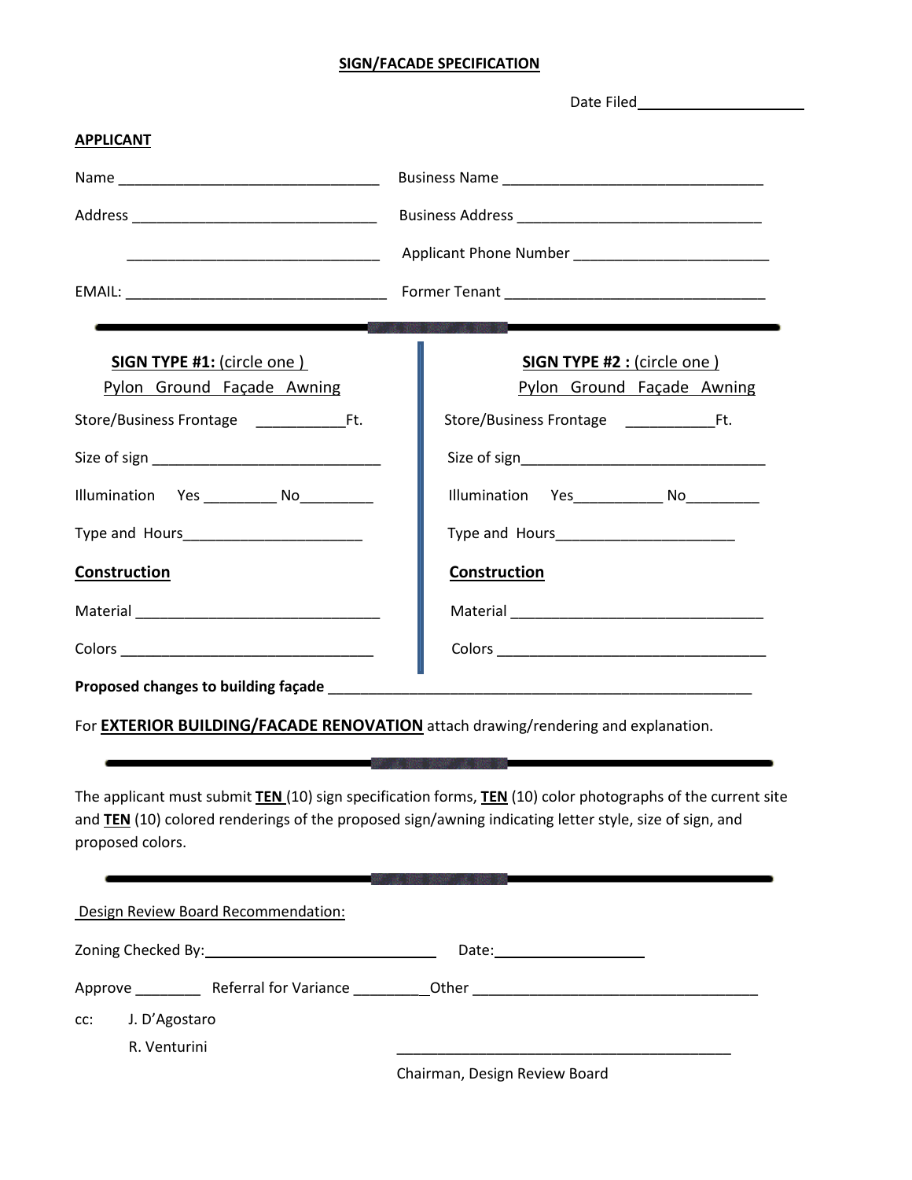# SIGN/FACADE SPECIFICATION

Date Filed____________________

**APPLICANT**

Name ________________________________ Business Name ________________________________

Address ______________________________ Business Address ______________________________

______________________________ Applicant Phone Number ________________________

EMAIL: ________________________________ Former Tenant ________________________________

---

**SIGN TYPE #1:** (circle one )
Pylon Ground Façade Awning

Store/Business Frontage ___________Ft.

Size of sign ____________________________

Illumination Yes _________ No_________

Type and Hours______________________

**Construction**

Material ______________________________

Colors _______________________________

**SIGN TYPE #2 :** (circle one )
Pylon Ground Façade Awning

Store/Business Frontage ___________Ft.

Size of sign______________________________

Illumination Yes___________ No_________

Type and Hours______________________

**Construction**

Material _______________________________

Colors _________________________________

**Proposed changes to building façade** ____________________________________________________

For **EXTERIOR BUILDING/FACADE RENOVATION** attach drawing/rendering and explanation.

---

The applicant must submit **TEN** (10) sign specification forms, **TEN** (10) color photographs of the current site and **TEN** (10) colored renderings of the proposed sign/awning indicating letter style, size of sign, and proposed colors.

---

Design Review Board Recommendation:

Zoning Checked By:_____________________________ Date:__________________

Approve ________ Referral for Variance _________Other ___________________________________

cc: J. D'Agostaro
R. Venturini

__________________________________________
Chairman, Design Review Board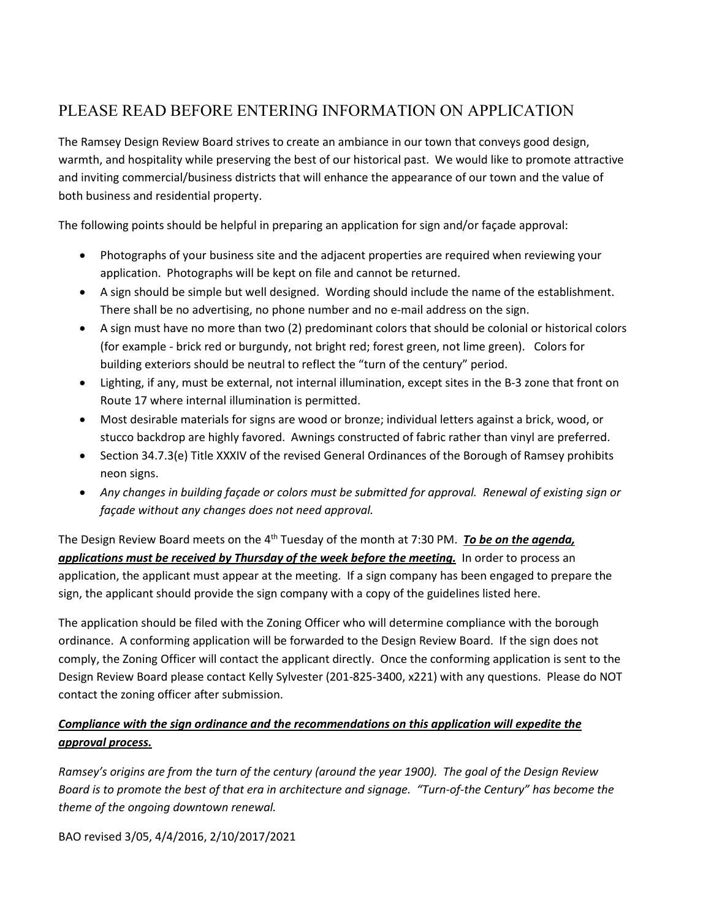# PLEASE READ BEFORE ENTERING INFORMATION ON APPLICATION

The Ramsey Design Review Board strives to create an ambiance in our town that conveys good design, warmth, and hospitality while preserving the best of our historical past. We would like to promote attractive and inviting commercial/business districts that will enhance the appearance of our town and the value of both business and residential property.

The following points should be helpful in preparing an application for sign and/or façade approval:

- Photographs of your business site and the adjacent properties are required when reviewing your application. Photographs will be kept on file and cannot be returned.
- A sign should be simple but well designed. Wording should include the name of the establishment. There shall be no advertising, no phone number and no e-mail address on the sign.
- A sign must have no more than two (2) predominant colors that should be colonial or historical colors (for example - brick red or burgundy, not bright red; forest green, not lime green). Colors for building exteriors should be neutral to reflect the "turn of the century" period.
- Lighting, if any, must be external, not internal illumination, except sites in the B-3 zone that front on Route 17 where internal illumination is permitted.
- Most desirable materials for signs are wood or bronze; individual letters against a brick, wood, or stucco backdrop are highly favored. Awnings constructed of fabric rather than vinyl are preferred.
- Section 34.7.3(e) Title XXXIV of the revised General Ordinances of the Borough of Ramsey prohibits neon signs.
- *Any changes in building façade or colors must be submitted for approval. Renewal of existing sign or façade without any changes does not need approval.*

The Design Review Board meets on the 4th Tuesday of the month at 7:30 PM. ***To be on the agenda, applications must be received by Thursday of the week before the meeting.*** In order to process an application, the applicant must appear at the meeting. If a sign company has been engaged to prepare the sign, the applicant should provide the sign company with a copy of the guidelines listed here.

The application should be filed with the Zoning Officer who will determine compliance with the borough ordinance. A conforming application will be forwarded to the Design Review Board. If the sign does not comply, the Zoning Officer will contact the applicant directly. Once the conforming application is sent to the Design Review Board please contact Kelly Sylvester (201-825-3400, x221) with any questions. Please do NOT contact the zoning officer after submission.

***Compliance with the sign ordinance and the recommendations on this application will expedite the approval process.***

*Ramsey's origins are from the turn of the century (around the year 1900). The goal of the Design Review Board is to promote the best of that era in architecture and signage. "Turn-of-the Century" has become the theme of the ongoing downtown renewal.*

BAO revised 3/05, 4/4/2016, 2/10/2017/2021